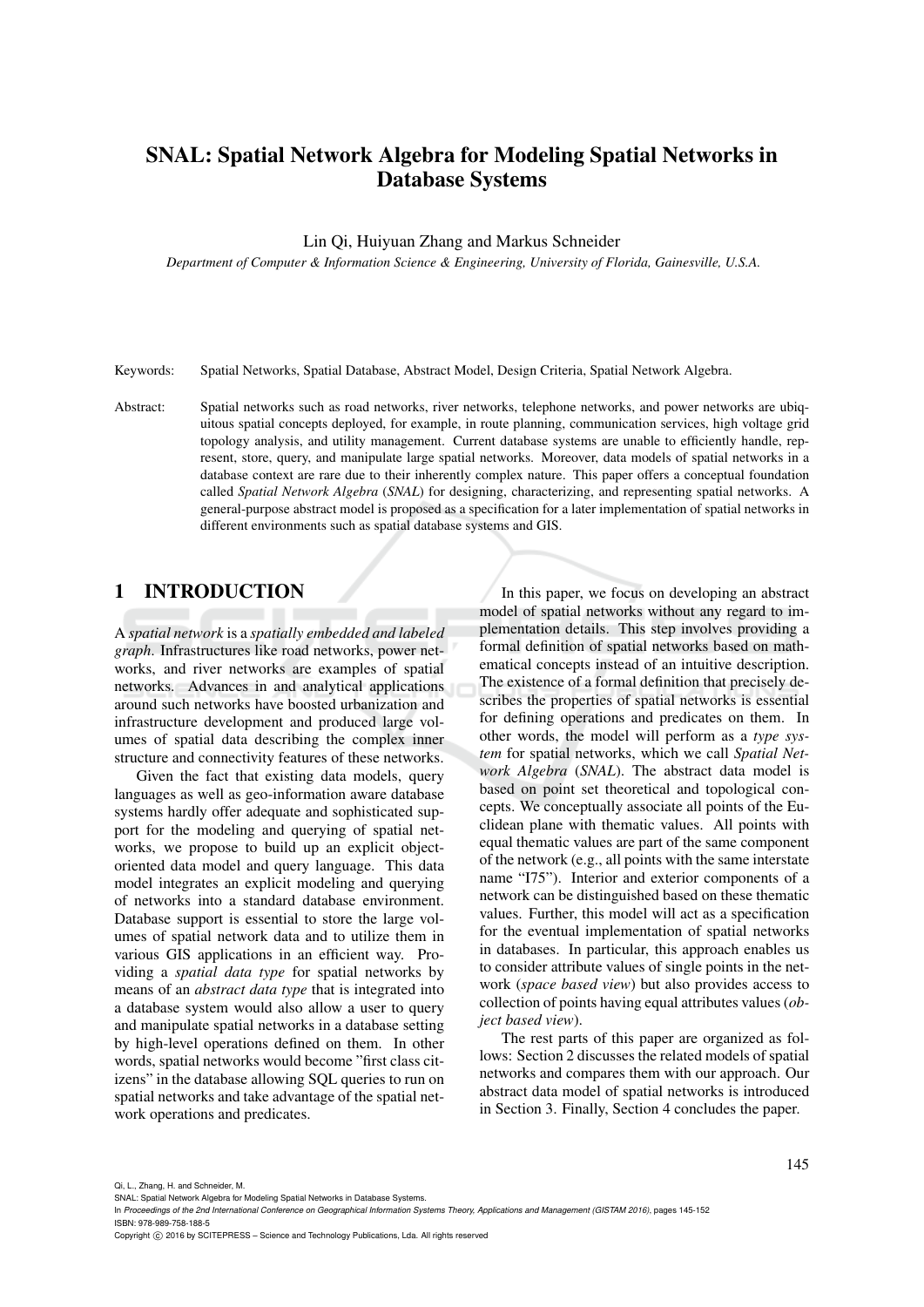# SNAL: Spatial Network Algebra for Modeling Spatial Networks in Database Systems

Lin Qi, Huiyuan Zhang and Markus Schneider

*Department of Computer & Information Science & Engineering, University of Florida, Gainesville, U.S.A.*

Keywords: Spatial Networks, Spatial Database, Abstract Model, Design Criteria, Spatial Network Algebra.

Abstract: Spatial networks such as road networks, river networks, telephone networks, and power networks are ubiquitous spatial concepts deployed, for example, in route planning, communication services, high voltage grid topology analysis, and utility management. Current database systems are unable to efficiently handle, represent, store, query, and manipulate large spatial networks. Moreover, data models of spatial networks in a database context are rare due to their inherently complex nature. This paper offers a conceptual foundation called *Spatial Network Algebra* (*SNAL*) for designing, characterizing, and representing spatial networks. A general-purpose abstract model is proposed as a specification for a later implementation of spatial networks in different environments such as spatial database systems and GIS.

## 1 INTRODUCTION

A *spatial network* is a *spatially embedded and labeled graph*. Infrastructures like road networks, power networks, and river networks are examples of spatial networks. Advances in and analytical applications around such networks have boosted urbanization and infrastructure development and produced large volumes of spatial data describing the complex inner structure and connectivity features of these networks.

Given the fact that existing data models, query languages as well as geo-information aware database systems hardly offer adequate and sophisticated support for the modeling and querying of spatial networks, we propose to build up an explicit object-oriented data model and query language. This data model integrates an explicit modeling and querying of networks into a standard database environment. Database support is essential to store the large volumes of spatial network data and to utilize them in various GIS applications in an efficient way. Providing a *spatial data type* for spatial networks by means of an *abstract data type* that is integrated into a database system would also allow a user to query and manipulate spatial networks in a database setting by high-level operations defined on them. In other words, spatial networks would become "first class citizens" in the database allowing SQL queries to run on spatial networks and take advantage of the spatial network operations and predicates.

In this paper, we focus on developing an abstract model of spatial networks without any regard to implementation details. This step involves providing a formal definition of spatial networks based on mathematical concepts instead of an intuitive description. The existence of a formal definition that precisely describes the properties of spatial networks is essential for defining operations and predicates on them. In other words, the model will perform as a *type system* for spatial networks, which we call *Spatial Network Algebra* (*SNAL*). The abstract data model is based on point set theoretical and topological concepts. We conceptually associate all points of the Euclidean plane with thematic values. All points with equal thematic values are part of the same component of the network (e.g., all points with the same interstate name "I75"). Interior and exterior components of a network can be distinguished based on these thematic values. Further, this model will act as a specification for the eventual implementation of spatial networks in databases. In particular, this approach enables us to consider attribute values of single points in the network (*space based view*) but also provides access to collection of points having equal attributes values (*object based view*).

The rest parts of this paper are organized as follows: Section 2 discusses the related models of spatial networks and compares them with our approach. Our abstract data model of spatial networks is introduced in Section 3. Finally, Section 4 concludes the paper.

Qi, L., Zhang, H. and Schneider, M.
SNAL: Spatial Network Algebra for Modeling Spatial Networks in Database Systems.
In *Proceedings of the 2nd International Conference on Geographical Information Systems Theory, Applications and Management (GISTAM 2016)*, pages 145-152
ISBN: 978-989-758-188-5
Copyright © 2016 by SCITEPRESS – Science and Technology Publications, Lda. All rights reserved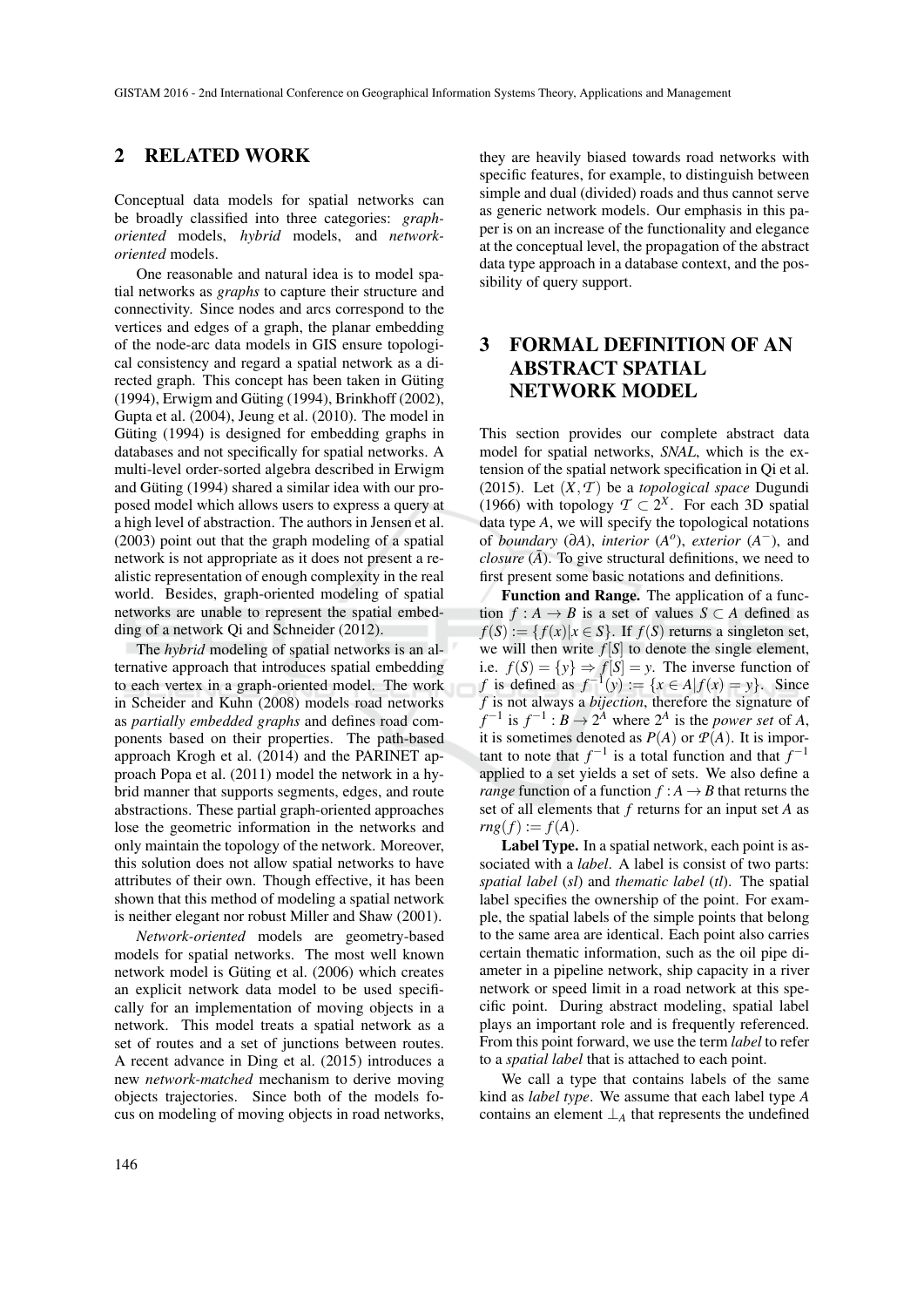## 2 RELATED WORK

Conceptual data models for spatial networks can be broadly classified into three categories: *graph-oriented* models, *hybrid* models, and *network-oriented* models.

One reasonable and natural idea is to model spatial networks as *graphs* to capture their structure and connectivity. Since nodes and arcs correspond to the vertices and edges of a graph, the planar embedding of the node-arc data models in GIS ensure topological consistency and regard a spatial network as a directed graph. This concept has been taken in Güting (1994), Erwigm and Güting (1994), Brinkhoff (2002), Gupta et al. (2004), Jeung et al. (2010). The model in Güting (1994) is designed for embedding graphs in databases and not specifically for spatial networks. A multi-level order-sorted algebra described in Erwigm and Güting (1994) shared a similar idea with our proposed model which allows users to express a query at a high level of abstraction. The authors in Jensen et al. (2003) point out that the graph modeling of a spatial network is not appropriate as it does not present a realistic representation of enough complexity in the real world. Besides, graph-oriented modeling of spatial networks are unable to represent the spatial embedding of a network Qi and Schneider (2012).

The *hybrid* modeling of spatial networks is an alternative approach that introduces spatial embedding to each vertex in a graph-oriented model. The work in Scheider and Kuhn (2008) models road networks as *partially embedded graphs* and defines road components based on their properties. The path-based approach Krogh et al. (2014) and the PARINET approach Popa et al. (2011) model the network in a hybrid manner that supports segments, edges, and route abstractions. These partial graph-oriented approaches lose the geometric information in the networks and only maintain the topology of the network. Moreover, this solution does not allow spatial networks to have attributes of their own. Though effective, it has been shown that this method of modeling a spatial network is neither elegant nor robust Miller and Shaw (2001).

*Network-oriented* models are geometry-based models for spatial networks. The most well known network model is Güting et al. (2006) which creates an explicit network data model to be used specifically for an implementation of moving objects in a network. This model treats a spatial network as a set of routes and a set of junctions between routes. A recent advance in Ding et al. (2015) introduces a new *network-matched* mechanism to derive moving objects trajectories. Since both of the models focus on modeling of moving objects in road networks, they are heavily biased towards road networks with specific features, for example, to distinguish between simple and dual (divided) roads and thus cannot serve as generic network models. Our emphasis in this paper is on an increase of the functionality and elegance at the conceptual level, the propagation of the abstract data type approach in a database context, and the possibility of query support.

## 3 FORMAL DEFINITION OF AN ABSTRACT SPATIAL NETWORK MODEL

This section provides our complete abstract data model for spatial networks, *SNAL*, which is the extension of the spatial network specification in Qi et al. (2015). Let $(X, \mathcal{T})$ be a *topological space* Dugundi (1966) with topology $\mathcal{T} \subset 2^X$. For each 3D spatial data type $A$, we will specify the topological notations of *boundary* ($\partial A$), *interior* ($A^o$), *exterior* ($A^-$), and *closure* ($\bar{A}$). To give structural definitions, we need to first present some basic notations and definitions.

**Function and Range.** The application of a function $f : A \to B$ is a set of values $S \subset A$ defined as $f(S) := \{f(x)|x \in S\}$. If $f(S)$ returns a singleton set, we will then write $f[S]$ to denote the single element, i.e. $f(S) = \{y\} \Rightarrow f[S] = y$. The inverse function of $f$ is defined as $f^{-1}(y) := \{x \in A | f(x) = y\}$. Since $f$ is not always a *bijection*, therefore the signature of $f^{-1}$ is $f^{-1} : B \to 2^A$ where $2^A$ is the *power set* of $A$, it is sometimes denoted as $P(A)$ or $\mathcal{P}(A)$. It is important to note that $f^{-1}$ is a total function and that $f^{-1}$ applied to a set yields a set of sets. We also define a *range* function of a function $f : A \to B$ that returns the set of all elements that $f$ returns for an input set $A$ as $rng(f) := f(A)$.

**Label Type.** In a spatial network, each point is associated with a *label*. A label is consist of two parts: *spatial label* (*sl*) and *thematic label* (*tl*). The spatial label specifies the ownership of the point. For example, the spatial labels of the simple points that belong to the same area are identical. Each point also carries certain thematic information, such as the oil pipe diameter in a pipeline network, ship capacity in a river network or speed limit in a road network at this specific point. During abstract modeling, spatial label plays an important role and is frequently referenced. From this point forward, we use the term *label* to refer to a *spatial label* that is attached to each point.

We call a type that contains labels of the same kind as *label type*. We assume that each label type $A$ contains an element $\perp_A$ that represents the undefined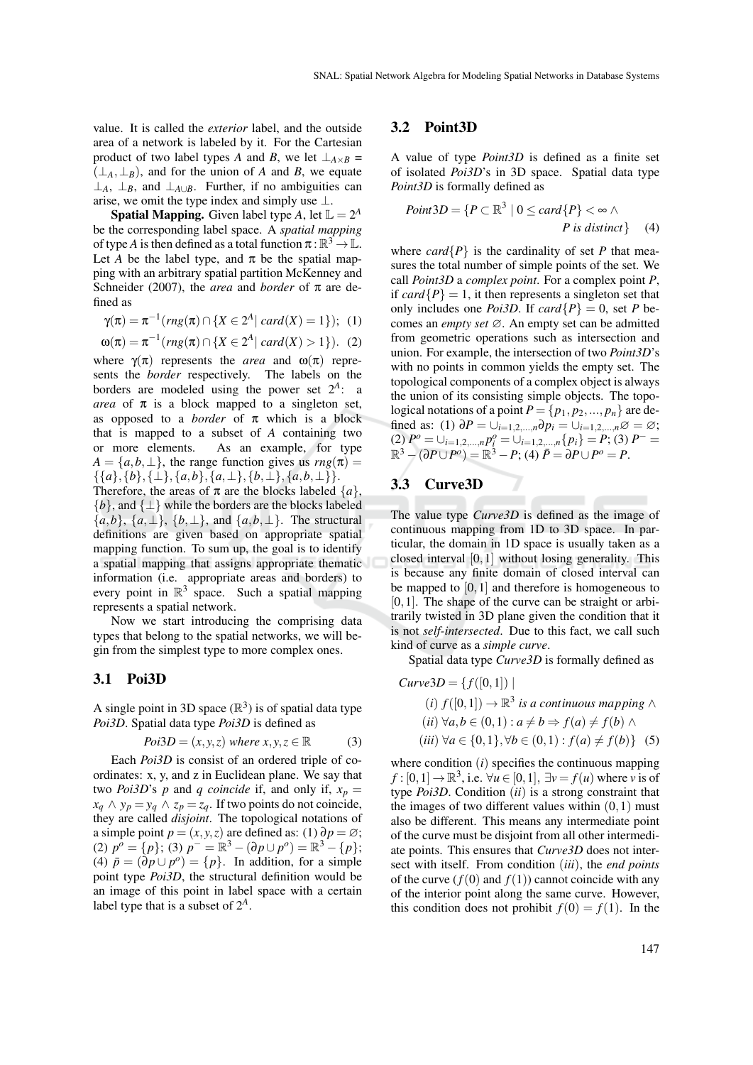value. It is called the *exterior* label, and the outside area of a network is labeled by it. For the Cartesian product of two label types $A$ and $B$, we let $\perp_{A\times B}$ = $(\perp_A, \perp_B)$, and for the union of $A$ and $B$, we equate $\perp_A$, $\perp_B$, and $\perp_{A\cup B}$. Further, if no ambiguities can arise, we omit the type index and simply use $\perp$.

**Spatial Mapping.** Given label type $A$, let $\mathbb{L} = 2^A$ be the corresponding label space. A *spatial mapping* of type $A$ is then defined as a total function $\pi : \mathbb{R}^3 \to \mathbb{L}$. Let $A$ be the label type, and $\pi$ be the spatial mapping with an arbitrary spatial partition McKenney and Schneider (2007), the *area* and *border* of $\pi$ are defined as

$$\gamma(\pi) = \pi^{-1}(rng(\pi) \cap \{X \in 2^A | \ card(X) = 1\}); \quad (1)$$

$$\omega(\pi) = \pi^{-1}(rng(\pi) \cap \{X \in 2^A | \ card(X) > 1\}). \quad (2)$$

where $\gamma(\pi)$ represents the *area* and $\omega(\pi)$ represents the *border* respectively. The labels on the borders are modeled using the power set $2^A$: a *area* of $\pi$ is a block mapped to a singleton set, as opposed to a *border* of $\pi$ which is a block that is mapped to a subset of $A$ containing two or more elements. As an example, for type $A = \{a, b, \perp\}$, the range function gives us $rng(\pi) = \{\{a\}, \{b\}, \{\perp\}, \{a, b\}, \{a, \perp\}, \{b, \perp\}, \{a, b, \perp\}\}$. Therefore, the areas of $\pi$ are the blocks labeled $\{a\}$, $\{b\}$, and $\{\perp\}$ while the borders are the blocks labeled $\{a, b\}$, $\{a, \perp\}$, $\{b, \perp\}$, and $\{a, b, \perp\}$. The structural definitions are given based on appropriate spatial mapping function. To sum up, the goal is to identify a spatial mapping that assigns appropriate thematic information (i.e. appropriate areas and borders) to every point in $\mathbb{R}^3$ space. Such a spatial mapping represents a spatial network.

Now we start introducing the comprising data types that belong to the spatial networks, we will begin from the simplest type to more complex ones.

### 3.1 Poi3D

A single point in 3D space ($\mathbb{R}^3$) is of spatial data type *Poi3D*. Spatial data type *Poi3D* is defined as

$$Poi3D = (x, y, z) \textit{ where } x, y, z \in \mathbb{R} \quad (3)$$

Each *Poi3D* is consist of an ordered triple of coordinates: x, y, and z in Euclidean plane. We say that two *Poi3D*'s $p$ and $q$ *coincide* if, and only if, $x_p = x_q \wedge y_p = y_q \wedge z_p = z_q$. If two points do not coincide, they are called *disjoint*. The topological notations of a simple point $p = (x, y, z)$ are defined as: (1) $\partial p = \varnothing$; (2) $p^o = \{p\}$; (3) $p^- = \mathbb{R}^3 - (\partial p \cup p^o) = \mathbb{R}^3 - \{p\}$; (4) $\bar{p} = (\partial p \cup p^o) = \{p\}$. In addition, for a simple point type *Poi3D*, the structural definition would be an image of this point in label space with a certain label type that is a subset of $2^A$.

### 3.2 Point3D

A value of type *Point3D* is defined as a finite set of isolated *Poi3D*'s in 3D space. Spatial data type *Point3D* is formally defined as

$$Point3D = \{P \subset \mathbb{R}^3 \mid 0 \leq card\{P\} < \infty \wedge P \textit{ is distinct}\} \quad (4)$$

where $card\{P\}$ is the cardinality of set $P$ that measures the total number of simple points of the set. We call *Point3D* a *complex point*. For a complex point $P$, if $card\{P\} = 1$, it then represents a singleton set that only includes one *Poi3D*. If $card\{P\} = 0$, set $P$ becomes an *empty set* $\varnothing$. An empty set can be admitted from geometric operations such as intersection and union. For example, the intersection of two *Point3D*'s with no points in common yields the empty set. The topological components of a complex object is always the union of its consisting simple objects. The topological notations of a point $P = \{p_1, p_2, ..., p_n\}$ are defined as: (1) $\partial P = \cup_{i=1,2,...,n} \partial p_i = \cup_{i=1,2,...,n} \varnothing = \varnothing$; (2) $P^o = \cup_{i=1,2,...,n} p_i^o = \cup_{i=1,2,...,n} \{p_i\} = P$; (3) $P^- = \mathbb{R}^3 - (\partial P \cup P^o) = \mathbb{R}^3 - P$; (4) $\bar{P} = \partial P \cup P^o = P$.

### 3.3 Curve3D

The value type *Curve3D* is defined as the image of continuous mapping from 1D to 3D space. In particular, the domain in 1D space is usually taken as a closed interval $[0, 1]$ without losing generality. This is because any finite domain of closed interval can be mapped to $[0, 1]$ and therefore is homogeneous to $[0, 1]$. The shape of the curve can be straight or arbitrarily twisted in 3D plane given the condition that it is not *self-intersected*. Due to this fact, we call such kind of curve as a *simple curve*.

Spatial data type *Curve3D* is formally defined as

$$\begin{aligned} Curve3D = \{ & f([0,1]) \mid \\ & (i)\ f([0,1]) \to \mathbb{R}^3 \textit{ is a continuous mapping } \wedge \\ & (ii)\ \forall a, b \in (0,1) : a \neq b \Rightarrow f(a) \neq f(b) \wedge \\ & (iii)\ \forall a \in \{0,1\}, \forall b \in (0,1) : f(a) \neq f(b)\} \end{aligned} \quad (5)$$

where condition $(i)$ specifies the continuous mapping $f : [0,1] \to \mathbb{R}^3$, i.e. $\forall u \in [0,1]$, $\exists v = f(u)$ where $v$ is of type *Poi3D*. Condition $(ii)$ is a strong constraint that the images of two different values within $(0,1)$ must also be different. This means any intermediate point of the curve must be disjoint from all other intermediate points. This ensures that *Curve3D* does not intersect with itself. From condition $(iii)$, the *end points* of the curve ($f(0)$ and $f(1)$) cannot coincide with any of the interior point along the same curve. However, this condition does not prohibit $f(0) = f(1)$. In the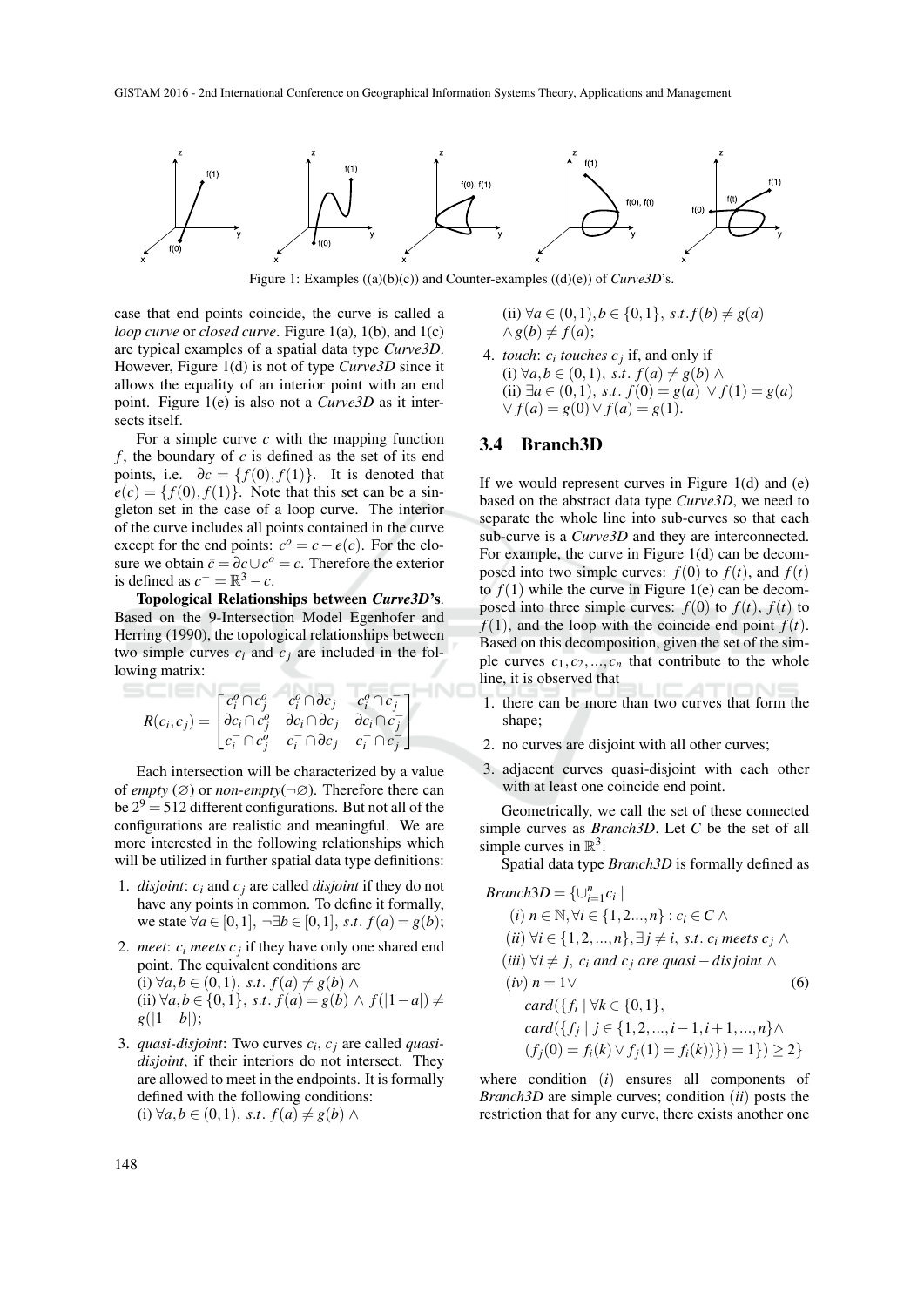Figure 1: Examples ((a)(b)(c)) and Counter-examples ((d)(e)) of *Curve3D*'s.

case that end points coincide, the curve is called a *loop curve* or *closed curve*. Figure 1(a), 1(b), and 1(c) are typical examples of a spatial data type *Curve3D*. However, Figure 1(d) is not of type *Curve3D* since it allows the equality of an interior point with an end point. Figure 1(e) is also not a *Curve3D* as it intersects itself.

For a simple curve $c$ with the mapping function $f$, the boundary of $c$ is defined as the set of its end points, i.e. $\partial c = \{f(0), f(1)\}$. It is denoted that $e(c) = \{f(0), f(1)\}$. Note that this set can be a singleton set in the case of a loop curve. The interior of the curve includes all points contained in the curve except for the end points: $c^o = c - e(c)$. For the closure we obtain $\bar{c} = \partial c \cup c^o = c$. Therefore the exterior is defined as $c^- = \mathbb{R}^3 - c$.

**Topological Relationships between *Curve3D*'s.** Based on the 9-Intersection Model Egenhofer and Herring (1990), the topological relationships between two simple curves $c_i$ and $c_j$ are included in the following matrix:

$$R(c_i, c_j) = \begin{bmatrix} c_i^o \cap c_j^o & c_i^o \cap \partial c_j & c_i^o \cap c_j^- \\ \partial c_i \cap c_j^o & \partial c_i \cap \partial c_j & \partial c_i \cap c_j^- \\ c_i^- \cap c_j^o & c_i^- \cap \partial c_j & c_i^- \cap c_j^- \end{bmatrix}$$

Each intersection will be characterized by a value of *empty* ($\varnothing$) or *non-empty*($\neg\varnothing$). Therefore there can be $2^9 = 512$ different configurations. But not all of the configurations are realistic and meaningful. We are more interested in the following relationships which will be utilized in further spatial data type definitions:

1. *disjoint*: $c_i$ and $c_j$ are called *disjoint* if they do not have any points in common. To define it formally, we state $\forall a \in [0,1],\ \neg\exists b \in [0,1],\ s.t.\ f(a) = g(b)$;
2. *meet*: $c_i$ *meets* $c_j$ if they have only one shared end point. The equivalent conditions are
   (i) $\forall a, b \in (0,1),\ s.t.\ f(a) \neq g(b)\ \wedge$
   (ii) $\forall a, b \in \{0,1\},\ s.t.\ f(a) = g(b)\ \wedge\ f(|1-a|) \neq g(|1-b|)$;
3. *quasi-disjoint*: Two curves $c_i$, $c_j$ are called *quasi-disjoint*, if their interiors do not intersect. They are allowed to meet in the endpoints. It is formally defined with the following conditions:
   (i) $\forall a, b \in (0,1),\ s.t.\ f(a) \neq g(b)\ \wedge$
   (ii) $\forall a \in (0,1), b \in \{0,1\},\ s.t. f(b) \neq g(a) \wedge g(b) \neq f(a)$;
4. *touch*: $c_i$ *touches* $c_j$ if, and only if
   (i) $\forall a, b \in (0,1),\ s.t.\ f(a) \neq g(b)\ \wedge$
   (ii) $\exists a \in (0,1),\ s.t.\ f(0) = g(a)\ \vee f(1) = g(a) \vee f(a) = g(0) \vee f(a) = g(1)$.

### 3.4 Branch3D

If we would represent curves in Figure 1(d) and (e) based on the abstract data type *Curve3D*, we need to separate the whole line into sub-curves so that each sub-curve is a *Curve3D* and they are interconnected. For example, the curve in Figure 1(d) can be decomposed into two simple curves: $f(0)$ to $f(t)$, and $f(t)$ to $f(1)$ while the curve in Figure 1(e) can be decomposed into three simple curves: $f(0)$ to $f(t)$, $f(t)$ to $f(1)$, and the loop with the coincide end point $f(t)$. Based on this decomposition, given the set of the simple curves $c_1, c_2, ..., c_n$ that contribute to the whole line, it is observed that

1. there can be more than two curves that form the shape;
2. no curves are disjoint with all other curves;
3. adjacent curves quasi-disjoint with each other with at least one coincide end point.

Geometrically, we call the set of these connected simple curves as *Branch3D*. Let $C$ be the set of all simple curves in $\mathbb{R}^3$.

Spatial data type *Branch3D* is formally defined as

$$\begin{aligned}
Branch3D = \{\cup_{i=1}^{n} c_i \mid\ & \\
& (i)\ n \in \mathbb{N}, \forall i \in \{1, 2..., n\} : c_i \in C\ \wedge \\
& (ii)\ \forall i \in \{1, 2, ..., n\}, \exists j \neq i,\ s.t.\ c_i\ meets\ c_j\ \wedge \\
& (iii)\ \forall i \neq j,\ c_i\ and\ c_j\ are\ quasi-disjoint\ \wedge \\
& (iv)\ n = 1 \vee \\
& \quad card(\{f_i \mid \forall k \in \{0,1\}, \\
& \quad card(\{f_j \mid j \in \{1, 2, ..., i-1, i+1, ..., n\} \wedge \\
& \quad (f_j(0) = f_i(k) \vee f_j(1) = f_i(k))\}) = 1\}) \geq 2\}
\end{aligned} \tag{6}$$

where condition $(i)$ ensures all components of *Branch3D* are simple curves; condition $(ii)$ posts the restriction that for any curve, there exists another one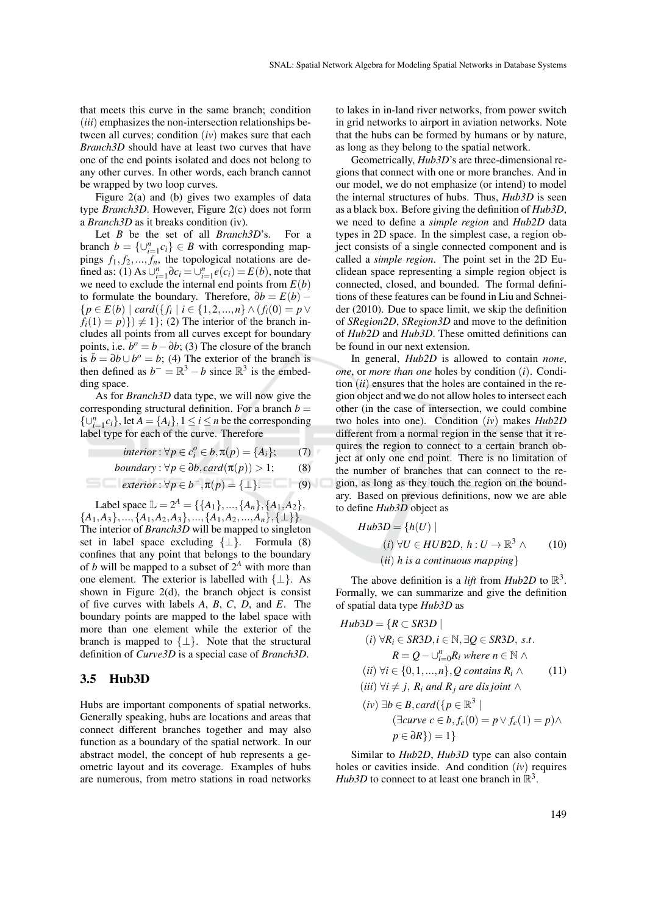that meets this curve in the same branch; condition (*iii*) emphasizes the non-intersection relationships between all curves; condition (*iv*) makes sure that each *Branch3D* should have at least two curves that have one of the end points isolated and does not belong to any other curves. In other words, each branch cannot be wrapped by two loop curves.

Figure 2(a) and (b) gives two examples of data type *Branch3D*. However, Figure 2(c) does not form a *Branch3D* as it breaks condition (iv).

Let $B$ be the set of all *Branch3D*'s. For a branch $b = \{\cup_{i=1}^{n} c_i\} \in B$ with corresponding mappings $f_1, f_2, ..., f_n$, the topological notations are defined as: (1) As $\cup_{i=1}^{n} \partial c_i = \cup_{i=1}^{n} e(c_i) = E(b)$, note that we need to exclude the internal end points from $E(b)$ to formulate the boundary. Therefore, $\partial b = E(b) - \{p \in E(b) \mid card(\{f_i \mid i \in \{1,2,...,n\} \wedge (f_i(0) = p \vee f_i(1) = p)\}) \neq 1\}$; (2) The interior of the branch includes all points from all curves except for boundary points, i.e. $b^o = b - \partial b$; (3) The closure of the branch is $\bar{b} = \partial b \cup b^o = b$; (4) The exterior of the branch is then defined as $b^- = \mathbb{R}^3 - b$ since $\mathbb{R}^3$ is the embedding space.

As for *Branch3D* data type, we will now give the corresponding structural definition. For a branch $b = \{\cup_{i=1}^{n} c_i\}$, let $A = \{A_i\}, 1 \leq i \leq n$ be the corresponding label type for each of the curve. Therefore

$$interior : \forall p \in c_i^o \in b, \pi(p) = \{A_i\}; \quad (7)$$

$$boundary : \forall p \in \partial b, card(\pi(p)) > 1; \quad (8)$$

$$exterior : \forall p \in b^-, \pi(p) = \{\perp\}. \quad (9)$$

Label space $\mathbb{L} = 2^A = \{\{A_1\}, ..., \{A_n\}, \{A_1, A_2\}, \{A_1, A_3\}, ..., \{A_1, A_2, A_3\}, ..., \{A_1, A_2, ..., A_n\}, \{\perp\}\}$. The interior of *Branch3D* will be mapped to singleton set in label space excluding $\{\perp\}$. Formula (8) confines that any point that belongs to the boundary of $b$ will be mapped to a subset of $2^A$ with more than one element. The exterior is labelled with $\{\perp\}$. As shown in Figure 2(d), the branch object is consist of five curves with labels $A$, $B$, $C$, $D$, and $E$. The boundary points are mapped to the label space with more than one element while the exterior of the branch is mapped to $\{\perp\}$. Note that the structural definition of *Curve3D* is a special case of *Branch3D*.

### 3.5 Hub3D

Hubs are important components of spatial networks. Generally speaking, hubs are locations and areas that connect different branches together and may also function as a boundary of the spatial network. In our abstract model, the concept of hub represents a geometric layout and its coverage. Examples of hubs are numerous, from metro stations in road networks to lakes in in-land river networks, from power switch in grid networks to airport in aviation networks. Note that the hubs can be formed by humans or by nature, as long as they belong to the spatial network.

Geometrically, *Hub3D*'s are three-dimensional regions that connect with one or more branches. And in our model, we do not emphasize (or intend) to model the internal structures of hubs. Thus, *Hub3D* is seen as a black box. Before giving the definition of *Hub3D*, we need to define a *simple region* and *Hub2D* data types in 2D space. In the simplest case, a region object consists of a single connected component and is called a *simple region*. The point set in the 2D Euclidean space representing a simple region object is connected, closed, and bounded. The formal definitions of these features can be found in Liu and Schneider (2010). Due to space limit, we skip the definition of *SRegion2D*, *SRegion3D* and move to the definition of *Hub2D* and *Hub3D*. These omitted definitions can be found in our next extension.

In general, *Hub2D* is allowed to contain *none*, *one*, or *more than one* holes by condition (*i*). Condition (*ii*) ensures that the holes are contained in the region object and we do not allow holes to intersect each other (in the case of intersection, we could combine two holes into one). Condition (*iv*) makes *Hub2D* different from a normal region in the sense that it requires the region to connect to a certain branch object at only one end point. There is no limitation of the number of branches that can connect to the region, as long as they touch the region on the boundary. Based on previous definitions, now we are able to define *Hub3D* object as

$$\begin{aligned} Hub3D = \{h(U) \mid & \\ & (i)\ \forall U \in HUB2D,\ h : U \to \mathbb{R}^3 \wedge \\ & (ii)\ h \text{ is a continuous mapping}\} \end{aligned} \quad (10)$$

The above definition is a *lift* from *Hub2D* to $\mathbb{R}^3$. Formally, we can summarize and give the definition of spatial data type *Hub3D* as

$$\begin{aligned} Hub3D = \{R \subset SR3D \mid & \\ & (i)\ \forall R_i \in SR3D, i \in \mathbb{N}, \exists Q \in SR3D,\ s.t. \\ & \quad R = Q - \cup_{i=0}^{n} R_i \text{ where } n \in \mathbb{N} \wedge \\ & (ii)\ \forall i \in \{0,1,...,n\}, Q \text{ contains } R_i \wedge \\ & (iii)\ \forall i \neq j,\ R_i \text{ and } R_j \text{ are disjoint} \wedge \\ & (iv)\ \exists b \in B, card(\{p \in \mathbb{R}^3 \mid \\ & \quad (\exists curve\ c \in b, f_c(0) = p \vee f_c(1) = p) \wedge \\ & \quad p \in \partial R\}) = 1\} \end{aligned} \quad (11)$$

Similar to *Hub2D*, *Hub3D* type can also contain holes or cavities inside. And condition (*iv*) requires *Hub3D* to connect to at least one branch in $\mathbb{R}^3$.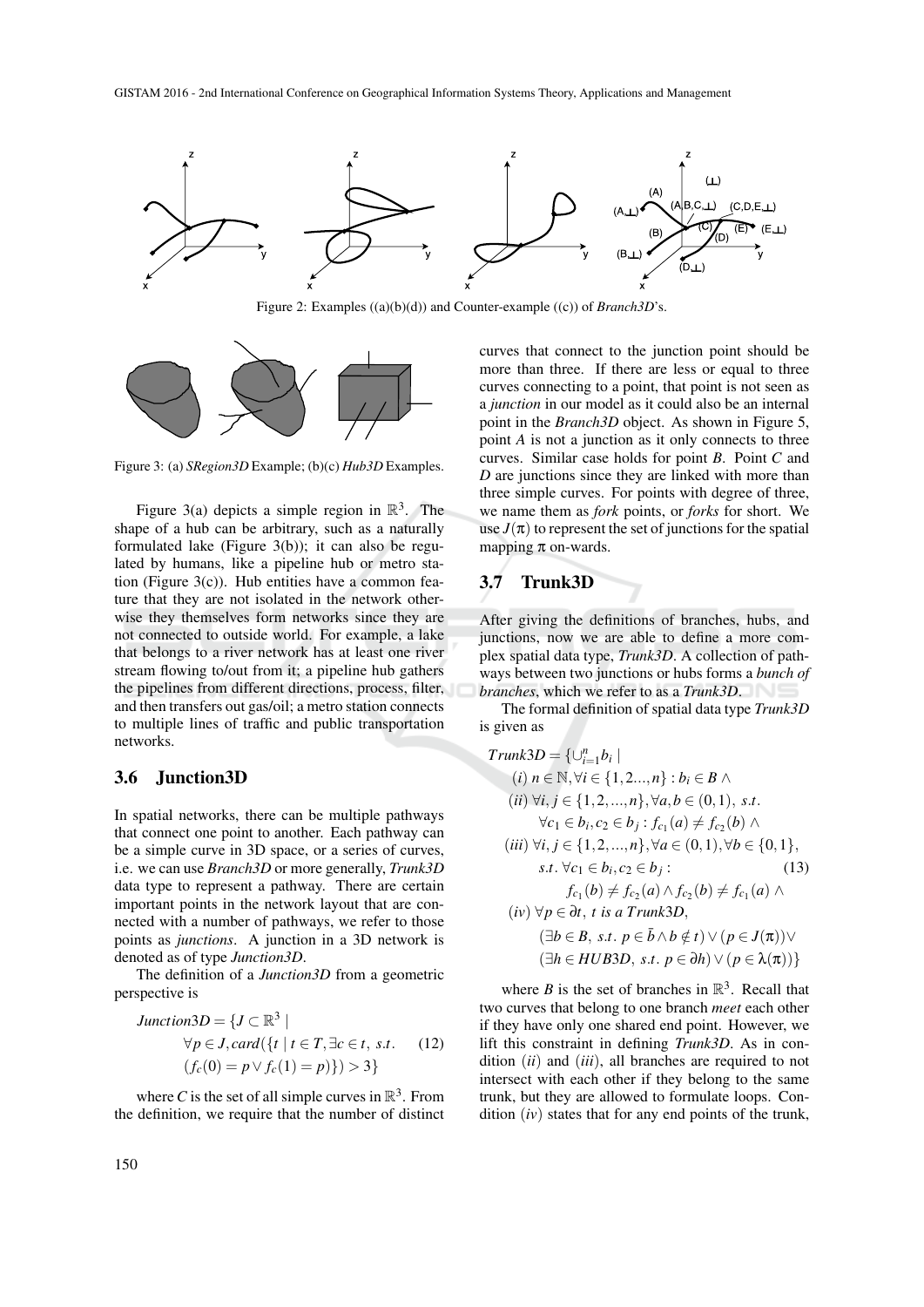Figure 2: Examples ((a)(b)(d)) and Counter-example ((c)) of *Branch3D*'s.

Figure 3: (a) *SRegion3D* Example; (b)(c) *Hub3D* Examples.

Figure 3(a) depicts a simple region in $\mathbb{R}^3$. The shape of a hub can be arbitrary, such as a naturally formulated lake (Figure 3(b)); it can also be regulated by humans, like a pipeline hub or metro station (Figure 3(c)). Hub entities have a common feature that they are not isolated in the network otherwise they themselves form networks since they are not connected to outside world. For example, a lake that belongs to a river network has at least one river stream flowing to/out from it; a pipeline hub gathers the pipelines from different directions, process, filter, and then transfers out gas/oil; a metro station connects to multiple lines of traffic and public transportation networks.

### 3.6 Junction3D

In spatial networks, there can be multiple pathways that connect one point to another. Each pathway can be a simple curve in 3D space, or a series of curves, i.e. we can use *Branch3D* or more generally, *Trunk3D* data type to represent a pathway. There are certain important points in the network layout that are connected with a number of pathways, we refer to those points as *junctions*. A junction in a 3D network is denoted as of type *Junction3D*.

The definition of a *Junction3D* from a geometric perspective is

$$
\begin{aligned}
Junction3D = \{J \subset \mathbb{R}^3 \mid \\
&\forall p \in J, card(\{t \mid t \in T, \exists c \in t,\ s.t. \\
&(f_c(0) = p \vee f_c(1) = p)\}) > 3\}
\end{aligned}
\tag{12}
$$

where $C$ is the set of all simple curves in $\mathbb{R}^3$. From the definition, we require that the number of distinct curves that connect to the junction point should be more than three. If there are less or equal to three curves connecting to a point, that point is not seen as a *junction* in our model as it could also be an internal point in the *Branch3D* object. As shown in Figure 5, point $A$ is not a junction as it only connects to three curves. Similar case holds for point $B$. Point $C$ and $D$ are junctions since they are linked with more than three simple curves. For points with degree of three, we name them as *fork* points, or *forks* for short. We use $J(\pi)$ to represent the set of junctions for the spatial mapping $\pi$ on-wards.

### 3.7 Trunk3D

After giving the definitions of branches, hubs, and junctions, now we are able to define a more complex spatial data type, *Trunk3D*. A collection of pathways between two junctions or hubs forms a *bunch of branches*, which we refer to as a *Trunk3D*.

The formal definition of spatial data type *Trunk3D* is given as

$$
\begin{aligned}
Trunk3D = \{\cup_{i=1}^{n} b_i \mid \\
&(i)\ n \in \mathbb{N}, \forall i \in \{1, 2..., n\} : b_i \in B \wedge \\
&(ii)\ \forall i, j \in \{1, 2, ..., n\}, \forall a, b \in (0,1),\ s.t. \\
&\quad \forall c_1 \in b_i, c_2 \in b_j : f_{c_1}(a) \neq f_{c_2}(b) \wedge \\
&(iii)\ \forall i, j \in \{1, 2, ..., n\}, \forall a \in (0,1), \forall b \in \{0,1\}, \\
&\quad s.t.\ \forall c_1 \in b_i, c_2 \in b_j : \\
&\quad\quad f_{c_1}(b) \neq f_{c_2}(a) \wedge f_{c_2}(b) \neq f_{c_1}(a) \wedge \\
&(iv)\ \forall p \in \partial t,\ t \text{ is a } Trunk3D, \\
&\quad (\exists b \in B,\ s.t.\ p \in \bar{b} \wedge b \notin t) \vee (p \in J(\pi)) \vee \\
&\quad (\exists h \in HUB3D,\ s.t.\ p \in \partial h) \vee (p \in \lambda(\pi))\}
\end{aligned}
\tag{13}
$$

where $B$ is the set of branches in $\mathbb{R}^3$. Recall that two curves that belong to one branch *meet* each other if they have only one shared end point. However, we lift this constraint in defining *Trunk3D*. As in condition $(ii)$ and $(iii)$, all branches are required to not intersect with each other if they belong to the same trunk, but they are allowed to formulate loops. Condition $(iv)$ states that for any end points of the trunk,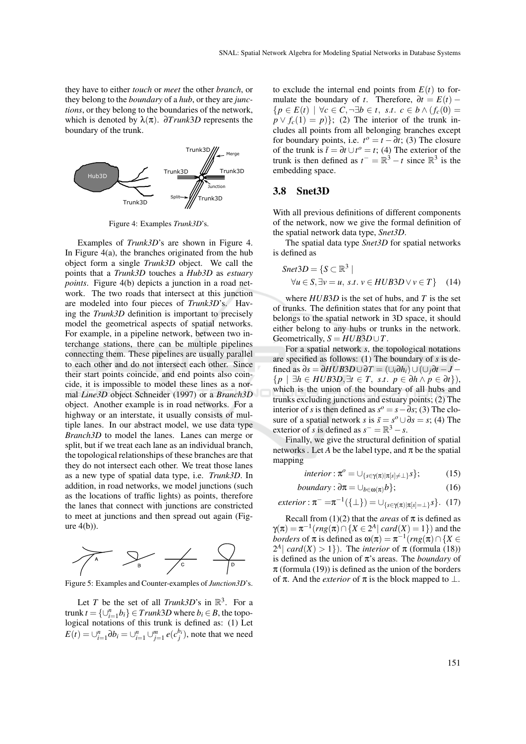they have to either *touch* or *meet* the other *branch*, or they belong to the *boundary* of a *hub*, or they are *junctions*, or they belong to the boundaries of the network, which is denoted by $\lambda(\pi)$. $\partial Trunk3D$ represents the boundary of the trunk.

Figure 4: Examples *Trunk3D*'s.

Examples of *Trunk3D*'s are shown in Figure 4. In Figure 4(a), the branches originated from the hub object form a single *Trunk3D* object. We call the points that a *Trunk3D* touches a *Hub3D* as *estuary points*. Figure 4(b) depicts a junction in a road network. The two roads that intersect at this junction are modeled into four pieces of *Trunk3D*'s. Having the *Trunk3D* definition is important to precisely model the geometrical aspects of spatial networks. For example, in a pipeline network, between two interchange stations, there can be multiple pipelines connecting them. These pipelines are usually parallel to each other and do not intersect each other. Since their start points coincide, and end points also coincide, it is impossible to model these lines as a normal *Line3D* object Schneider (1997) or a *Branch3D* object. Another example is in road networks. For a highway or an interstate, it usually consists of multiple lanes. In our abstract model, we use data type *Branch3D* to model the lanes. Lanes can merge or split, but if we treat each lane as an individual branch, the topological relationships of these branches are that they do not intersect each other. We treat those lanes as a new type of spatial data type, i.e. *Trunk3D*. In addition, in road networks, we model junctions (such as the locations of traffic lights) as points, therefore the lanes that connect with junctions are constricted to meet at junctions and then spread out again (Figure 4(b)).

Figure 5: Examples and Counter-examples of *Junction3D*'s.

Let $T$ be the set of all *Trunk3D*'s in $\mathbb{R}^3$. For a trunk $t = \{\cup_{i=1}^{n} b_i\} \in Trunk3D$ where $b_i \in B$, the topological notations of this trunk is defined as: (1) Let $E(t) = \cup_{i=1}^{n} \partial b_i = \cup_{i=1}^{n} \cup_{j=1}^{m} e(c_j^{b_i})$, note that we need to exclude the internal end points from $E(t)$ to formulate the boundary of $t$. Therefore, $\partial t = E(t) - \{p \in E(t) \mid \forall c \in C, \neg \exists b \in t, \ s.t. \ c \in b \wedge (f_c(0) = p \vee f_c(1) = p)\}$; (2) The interior of the trunk includes all points from all belonging branches except for boundary points, i.e. $t^o = t - \partial t$; (3) The closure of the trunk is $\bar{t} = \partial t \cup t^o = t$; (4) The exterior of the trunk is then defined as $t^- = \mathbb{R}^3 - t$ since $\mathbb{R}^3$ is the embedding space.

### 3.8 Snet3D

With all previous definitions of different components of the network, now we give the formal definition of the spatial network data type, *Snet3D*.

The spatial data type *Snet3D* for spatial networks is defined as

$$Snet3D = \{S \subset \mathbb{R}^3 \mid \forall u \in S, \exists v = u, \ s.t. \ v \in HUB3D \vee v \in T\} \quad (14)$$

where $HUB3D$ is the set of hubs, and $T$ is the set of trunks. The definition states that for any point that belongs to the spatial network in 3D space, it should either belong to any hubs or trunks in the network. Geometrically, $S = HUB3D \cup T$.

For a spatial network $s$, the topological notations are specified as follows: (1) The boundary of $s$ is defined as $\partial s = \partial HUB3D \cup \partial T = (\cup_i \partial h_i) \cup (\cup_j \partial t - J - \{p \mid \exists h \in HUB3D, \exists t \in T, \ s.t. \ p \in \partial h \wedge p \in \partial t\})$, which is the union of the boundary of all hubs and trunks excluding junctions and estuary points; (2) The interior of $s$ is then defined as $s^o = s - \partial s$; (3) The closure of a spatial network $s$ is $\bar{s} = s^o \cup \partial s = s$; (4) The exterior of $s$ is defined as $s^- = \mathbb{R}^3 - s$.

Finally, we give the structural definition of spatial networks . Let $A$ be the label type, and $\pi$ be the spatial mapping

$$interior : \pi^o = \cup_{\{s \in \gamma(\pi) | \pi[s] \neq \perp\}} s\}; \quad (15)$$

$$boundary : \partial\pi = \cup_{b \in \omega(\pi)} b\}; \quad (16)$$

$$exterior : \pi^- = \pi^{-1}(\{\perp\}) = \cup_{\{s \in \gamma(\pi) | \pi[s] = \perp\}} s\}. \quad (17)$$

Recall from (1)(2) that the *areas* of $\pi$ is defined as $\gamma(\pi) = \pi^{-1}(rng(\pi) \cap \{X \in 2^A | \ card(X) = 1\})$ and the *borders* of $\pi$ is defined as $\omega(\pi) = \pi^{-1}(rng(\pi) \cap \{X \in 2^A | \ card(X) > 1\})$. The *interior* of $\pi$ (formula (18)) is defined as the union of $\pi$'s areas. The *boundary* of $\pi$ (formula (19)) is defined as the union of the borders of $\pi$. And the *exterior* of $\pi$ is the block mapped to $\perp$.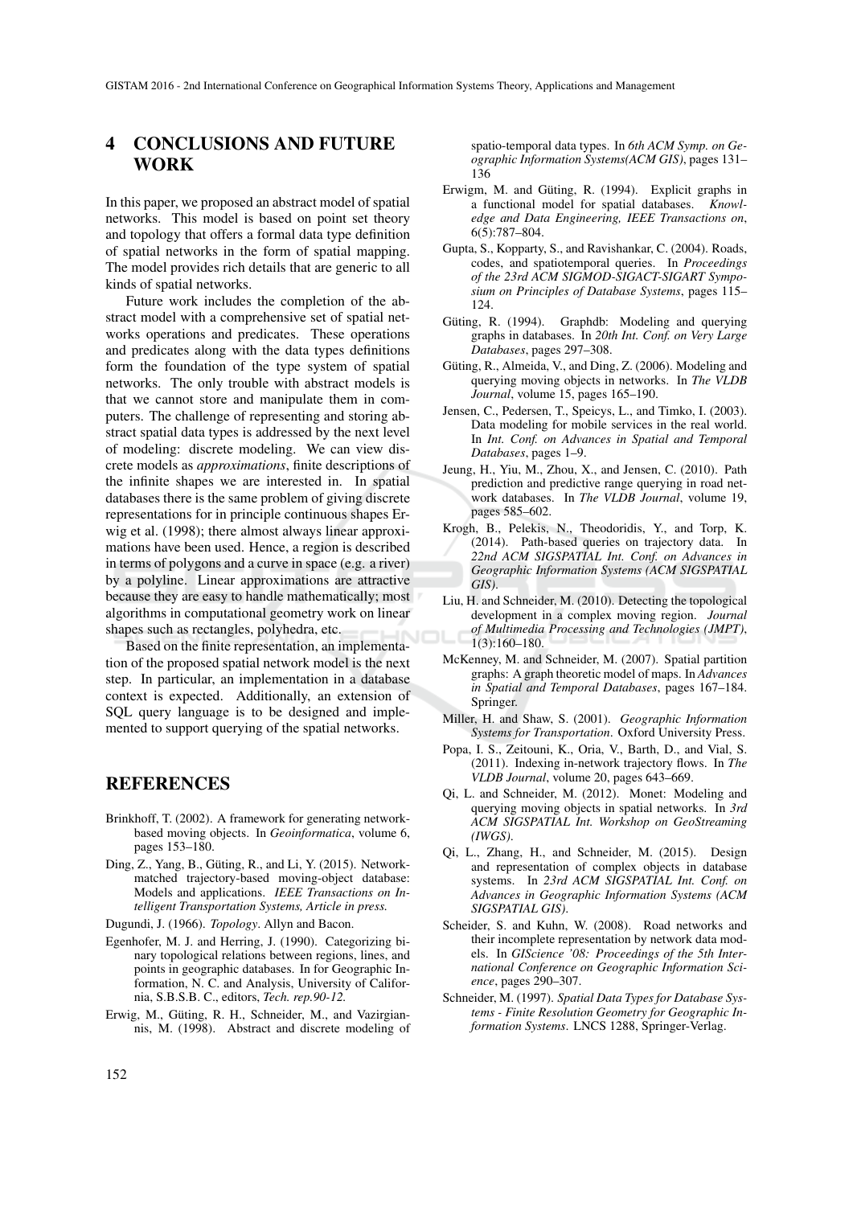## 4 CONCLUSIONS AND FUTURE WORK

In this paper, we proposed an abstract model of spatial networks. This model is based on point set theory and topology that offers a formal data type definition of spatial networks in the form of spatial mapping. The model provides rich details that are generic to all kinds of spatial networks.

Future work includes the completion of the abstract model with a comprehensive set of spatial networks operations and predicates. These operations and predicates along with the data types definitions form the foundation of the type system of spatial networks. The only trouble with abstract models is that we cannot store and manipulate them in computers. The challenge of representing and storing abstract spatial data types is addressed by the next level of modeling: discrete modeling. We can view discrete models as *approximations*, finite descriptions of the infinite shapes we are interested in. In spatial databases there is the same problem of giving discrete representations for in principle continuous shapes Erwig et al. (1998); there almost always linear approximations have been used. Hence, a region is described in terms of polygons and a curve in space (e.g. a river) by a polyline. Linear approximations are attractive because they are easy to handle mathematically; most algorithms in computational geometry work on linear shapes such as rectangles, polyhedra, etc.

Based on the finite representation, an implementation of the proposed spatial network model is the next step. In particular, an implementation in a database context is expected. Additionally, an extension of SQL query language is to be designed and implemented to support querying of the spatial networks.

## REFERENCES

Brinkhoff, T. (2002). A framework for generating network-based moving objects. In *Geoinformatica*, volume 6, pages 153–180.

Ding, Z., Yang, B., Güting, R., and Li, Y. (2015). Network-matched trajectory-based moving-object database: Models and applications. *IEEE Transactions on Intelligent Transportation Systems, Article in press.*

Dugundi, J. (1966). *Topology*. Allyn and Bacon.

Egenhofer, M. J. and Herring, J. (1990). Categorizing binary topological relations between regions, lines, and points in geographic databases. In for Geographic Information, N. C. and Analysis, University of California, S.B.S.B. C., editors, *Tech. rep.90-12.*

Erwig, M., Güting, R. H., Schneider, M., and Vazirgiannis, M. (1998). Abstract and discrete modeling of spatio-temporal data types. In *6th ACM Symp. on Geographic Information Systems(ACM GIS)*, pages 131–136

Erwigm, M. and Güting, R. (1994). Explicit graphs in a functional model for spatial databases. *Knowledge and Data Engineering, IEEE Transactions on*, 6(5):787–804.

Gupta, S., Kopparty, S., and Ravishankar, C. (2004). Roads, codes, and spatiotemporal queries. In *Proceedings of the 23rd ACM SIGMOD-SIGACT-SIGART Symposium on Principles of Database Systems*, pages 115–124.

Güting, R. (1994). Graphdb: Modeling and querying graphs in databases. In *20th Int. Conf. on Very Large Databases*, pages 297–308.

Güting, R., Almeida, V., and Ding, Z. (2006). Modeling and querying moving objects in networks. In *The VLDB Journal*, volume 15, pages 165–190.

Jensen, C., Pedersen, T., Speicys, L., and Timko, I. (2003). Data modeling for mobile services in the real world. In *Int. Conf. on Advances in Spatial and Temporal Databases*, pages 1–9.

Jeung, H., Yiu, M., Zhou, X., and Jensen, C. (2010). Path prediction and predictive range querying in road network databases. In *The VLDB Journal*, volume 19, pages 585–602.

Krogh, B., Pelekis, N., Theodoridis, Y., and Torp, K. (2014). Path-based queries on trajectory data. In *22nd ACM SIGSPATIAL Int. Conf. on Advances in Geographic Information Systems (ACM SIGSPATIAL GIS)*.

Liu, H. and Schneider, M. (2010). Detecting the topological development in a complex moving region. *Journal of Multimedia Processing and Technologies (JMPT)*, 1(3):160–180.

McKenney, M. and Schneider, M. (2007). Spatial partition graphs: A graph theoretic model of maps. In *Advances in Spatial and Temporal Databases*, pages 167–184. Springer.

Miller, H. and Shaw, S. (2001). *Geographic Information Systems for Transportation*. Oxford University Press.

Popa, I. S., Zeitouni, K., Oria, V., Barth, D., and Vial, S. (2011). Indexing in-network trajectory flows. In *The VLDB Journal*, volume 20, pages 643–669.

Qi, L. and Schneider, M. (2012). Monet: Modeling and querying moving objects in spatial networks. In *3rd ACM SIGSPATIAL Int. Workshop on GeoStreaming (IWGS)*.

Qi, L., Zhang, H., and Schneider, M. (2015). Design and representation of complex objects in database systems. In *23rd ACM SIGSPATIAL Int. Conf. on Advances in Geographic Information Systems (ACM SIGSPATIAL GIS)*.

Scheider, S. and Kuhn, W. (2008). Road networks and their incomplete representation by network data models. In *GIScience '08: Proceedings of the 5th International Conference on Geographic Information Science*, pages 290–307.

Schneider, M. (1997). *Spatial Data Types for Database Systems - Finite Resolution Geometry for Geographic Information Systems*. LNCS 1288, Springer-Verlag.